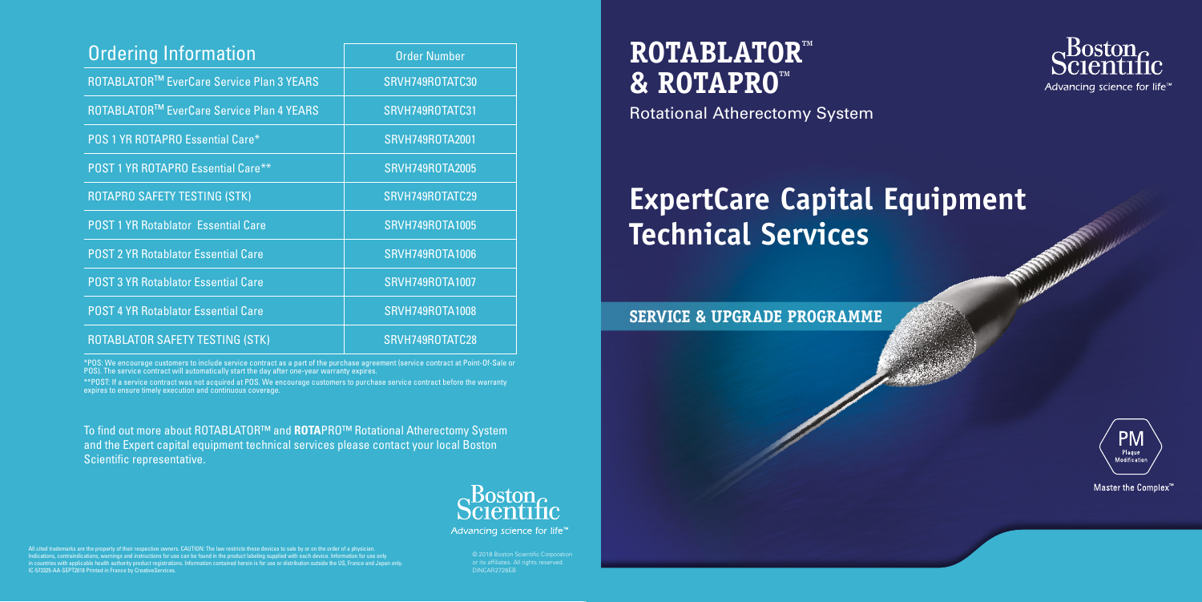| Ordering Information | Order Number |
|---|---|
| ROTABLATOR™ EverCare Service Plan 3 YEARS | SRVH749ROTATC30 |
| ROTABLATOR™ EverCare Service Plan 4 YEARS | SRVH749ROTATC31 |
| POS 1 YR ROTAPRO Essential Care* | SRVH749ROTA2001 |
| POST 1 YR ROTAPRO Essential Care** | SRVH749ROTA2005 |
| ROTAPRO SAFETY TESTING (STK) | SRVH749ROTATC29 |
| POST 1 YR Rotablator Essential Care | SRVH749ROTA1005 |
| POST 2 YR Rotablator Essential Care | SRVH749ROTA1006 |
| POST 3 YR Rotablator Essential Care | SRVH749ROTA1007 |
| POST 4 YR Rotablator Essential Care | SRVH749ROTA1008 |
| ROTABLATOR SAFETY TESTING (STK) | SRVH749ROTATC28 |

*POS: We encourage customers to include service contract as a part of the purchase agreement (service contract at Point-Of-Sale or POS). The service contract will automatically start the day after one-year warranty expires.

**POST: If a service contract was not acquired at POS. We encourage customers to purchase service contract before the warranty expires to ensure timely execution and continuous coverage.

To find out more about ROTABLATOR™ and **ROTA**PRO™ Rotational Atherectomy System and the Expert capital equipment technical services please contact your local Boston Scientific representative.

Boston Scientific
Advancing science for life™

All cited trademarks are the property of their respective owners. CAUTION: The law restricts these devices to sale by or on the order of a physician. Indications, contraindications, warnings and instructions for use can be found in the product labeling supplied with each device. Information for use only in countries with applicable health authority product registrations. Information contained herein is for use or distribution outside the US, France and Japan only. IC-573325-AA-SEPT2018 Printed in France by CreativeServices.

© 2018 Boston Scientific Corporation or its affiliates. All rights reserved. DINCAR2726EB

# ROTABLATOR™ & ROTAPRO™

Rotational Atherectomy System

Boston Scientific
Advancing science for life™

# ExpertCare Capital Equipment Technical Services

## SERVICE & UPGRADE PROGRAMME

PM
Plaque Modification

Master the Complex™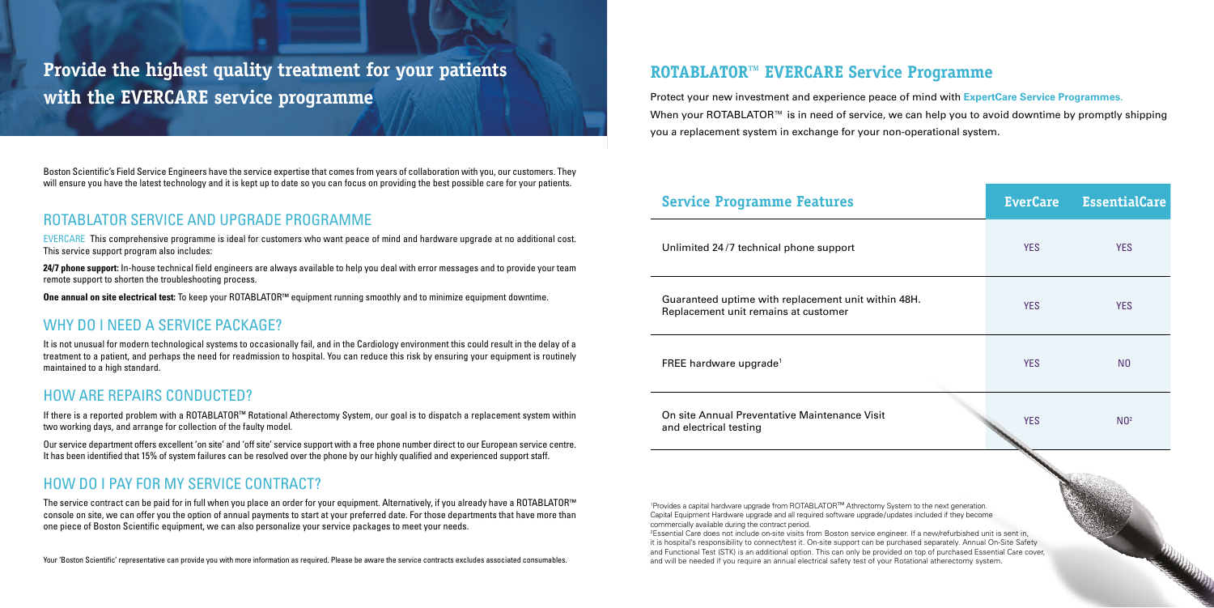# Provide the highest quality treatment for your patients with the EVERCARE service programme

Boston Scientific's Field Service Engineers have the service expertise that comes from years of collaboration with you, our customers. They will ensure you have the latest technology and it is kept up to date so you can focus on providing the best possible care for your patients.

## ROTABLATOR SERVICE AND UPGRADE PROGRAMME

EVERCARE This comprehensive programme is ideal for customers who want peace of mind and hardware upgrade at no additional cost. This service support program also includes:

**24/7 phone support:** In-house technical field engineers are always available to help you deal with error messages and to provide your team remote support to shorten the troubleshooting process.

**One annual on site electrical test:** To keep your ROTABLATOR™ equipment running smoothly and to minimize equipment downtime.

## WHY DO I NEED A SERVICE PACKAGE?

It is not unusual for modern technological systems to occasionally fail, and in the Cardiology environment this could result in the delay of a treatment to a patient, and perhaps the need for readmission to hospital. You can reduce this risk by ensuring your equipment is routinely maintained to a high standard.

## HOW ARE REPAIRS CONDUCTED?

If there is a reported problem with a ROTABLATOR™ Rotational Atherectomy System, our goal is to dispatch a replacement system within two working days, and arrange for collection of the faulty model.

Our service department offers excellent 'on site' and 'off site' service support with a free phone number direct to our European service centre. It has been identified that 15% of system failures can be resolved over the phone by our highly qualified and experienced support staff.

## HOW DO I PAY FOR MY SERVICE CONTRACT?

The service contract can be paid for in full when you place an order for your equipment. Alternatively, if you already have a ROTABLATOR™ console on site, we can offer you the option of annual payments to start at your preferred date. For those departments that have more than one piece of Boston Scientific equipment, we can also personalize your service packages to meet your needs.

Your 'Boston Scientific' representative can provide you with more information as required. Please be aware the service contracts excludes associated consumables.

# ROTABLATOR™ EVERCARE Service Programme

Protect your new investment and experience peace of mind with **ExpertCare Service Programmes.** When your ROTABLATOR™ is in need of service, we can help you to avoid downtime by promptly shipping you a replacement system in exchange for your non-operational system.

| Service Programme Features | EverCare | EssentialCare |
|---|---|---|
| Unlimited 24/7 technical phone support | YES | YES |
| Guaranteed uptime with replacement unit within 48H. Replacement unit remains at customer | YES | YES |
| FREE hardware upgrade[1] | YES | NO |
| On site Annual Preventative Maintenance Visit and electrical testing | YES | NO[2] |

[1]Provides a capital hardware upgrade from ROTABLATOR™ Athrectomy System to the next generation. Capital Equipment Hardware upgrade and all required software upgrade/updates included if they become commercially available during the contract period.

[2]Essential Care does not include on-site visits from Boston service engineer. If a new/refurbished unit is sent in, it is hospital's responsibility to connect/test it. On-site support can be purchased separately. Annual On-Site Safety and Functional Test (STK) is an additional option. This can only be provided on top of purchased Essential Care cover, and will be needed if you require an annual electrical safety test of your Rotational atherectomy system.